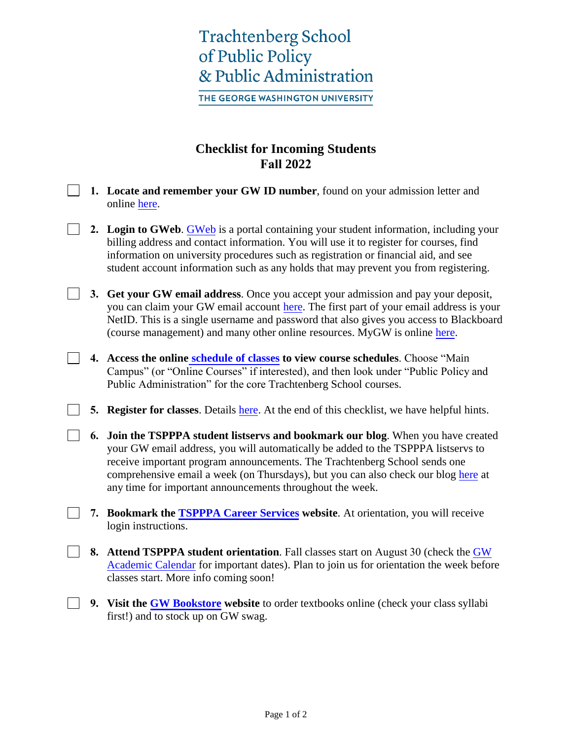Trachtenberg School of Public Policy & Public Administration

THE GEORGE WASHINGTON UNIVERSITY

# Checklist for Incoming Students
## Fall 2022

- [ ] 1. **Locate and remember your GW ID number**, found on your admission letter and online here.

- [ ] 2. **Login to GWeb**. GWeb is a portal containing your student information, including your billing address and contact information. You will use it to register for courses, find information on university procedures such as registration or financial aid, and see student account information such as any holds that may prevent you from registering.

- [ ] 3. **Get your GW email address**. Once you accept your admission and pay your deposit, you can claim your GW email account here. The first part of your email address is your NetID. This is a single username and password that also gives you access to Blackboard (course management) and many other online resources. MyGW is online here.

- [ ] 4. **Access the online schedule of classes to view course schedules**. Choose "Main Campus" (or "Online Courses" if interested), and then look under "Public Policy and Public Administration" for the core Trachtenberg School courses.

- [ ] 5. **Register for classes**. Details here. At the end of this checklist, we have helpful hints.

- [ ] 6. **Join the TSPPPA student listservs and bookmark our blog**. When you have created your GW email address, you will automatically be added to the TSPPPA listservs to receive important program announcements. The Trachtenberg School sends one comprehensive email a week (on Thursdays), but you can also check our blog here at any time for important announcements throughout the week.

- [ ] 7. **Bookmark the TSPPPA Career Services website**. At orientation, you will receive login instructions.

- [ ] 8. **Attend TSPPPA student orientation**. Fall classes start on August 30 (check the GW Academic Calendar for important dates). Plan to join us for orientation the week before classes start. More info coming soon!

- [ ] 9. **Visit the GW Bookstore website** to order textbooks online (check your class syllabi first!) and to stock up on GW swag.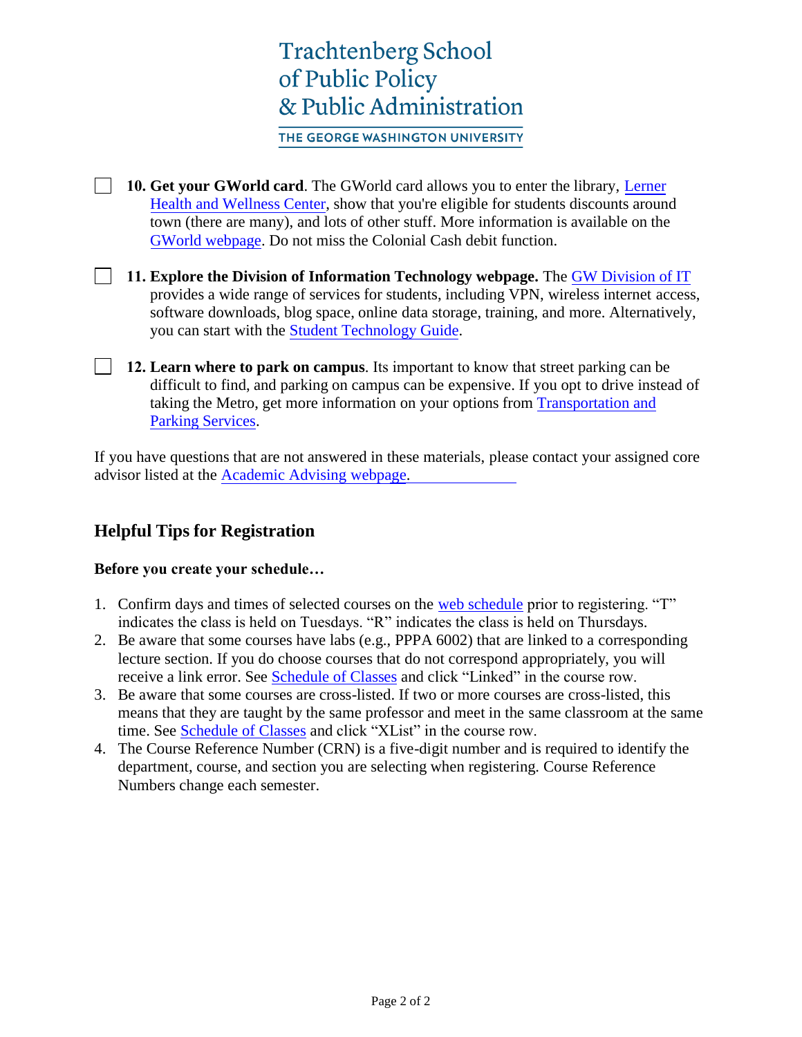Trachtenberg School of Public Policy & Public Administration

THE GEORGE WASHINGTON UNIVERSITY

- ☐ **10. Get your GWorld card**. The GWorld card allows you to enter the library, Lerner Health and Wellness Center, show that you're eligible for students discounts around town (there are many), and lots of other stuff. More information is available on the GWorld webpage. Do not miss the Colonial Cash debit function.

- ☐ **11. Explore the Division of Information Technology webpage.** The GW Division of IT provides a wide range of services for students, including VPN, wireless internet access, software downloads, blog space, online data storage, training, and more. Alternatively, you can start with the Student Technology Guide.

- ☐ **12. Learn where to park on campus**. Its important to know that street parking can be difficult to find, and parking on campus can be expensive. If you opt to drive instead of taking the Metro, get more information on your options from Transportation and Parking Services.

If you have questions that are not answered in these materials, please contact your assigned core advisor listed at the Academic Advising webpage.

## Helpful Tips for Registration

### Before you create your schedule…

1. Confirm days and times of selected courses on the web schedule prior to registering. "T" indicates the class is held on Tuesdays. "R" indicates the class is held on Thursdays.
2. Be aware that some courses have labs (e.g., PPPA 6002) that are linked to a corresponding lecture section. If you do choose courses that do not correspond appropriately, you will receive a link error. See Schedule of Classes and click "Linked" in the course row.
3. Be aware that some courses are cross-listed. If two or more courses are cross-listed, this means that they are taught by the same professor and meet in the same classroom at the same time. See Schedule of Classes and click "XList" in the course row.
4. The Course Reference Number (CRN) is a five-digit number and is required to identify the department, course, and section you are selecting when registering. Course Reference Numbers change each semester.